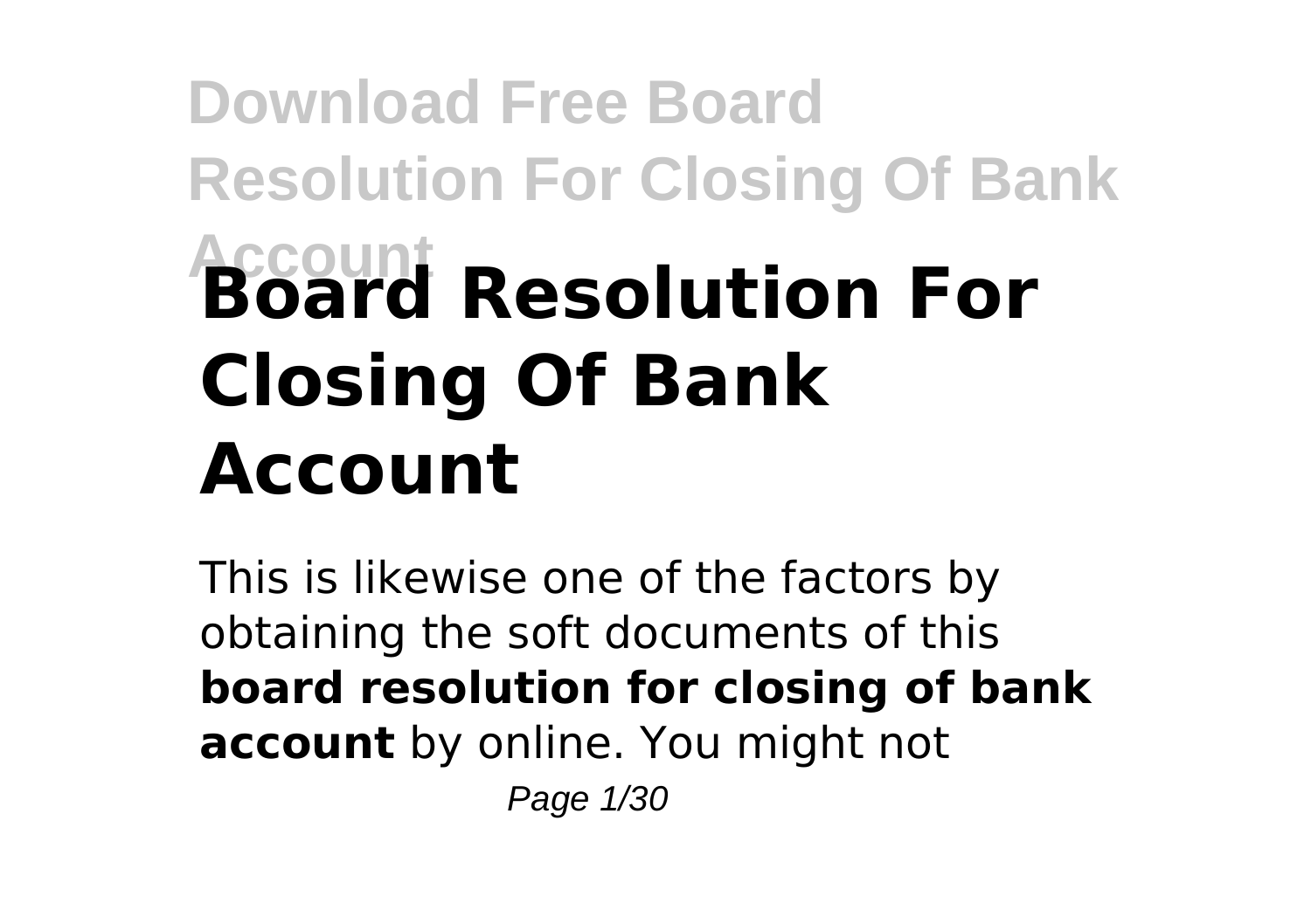# Board Resolution For Closing Of Bank Account

This is likewise one of the factors by obtaining the soft documents of this **board resolution for closing of bank account** by online. You might not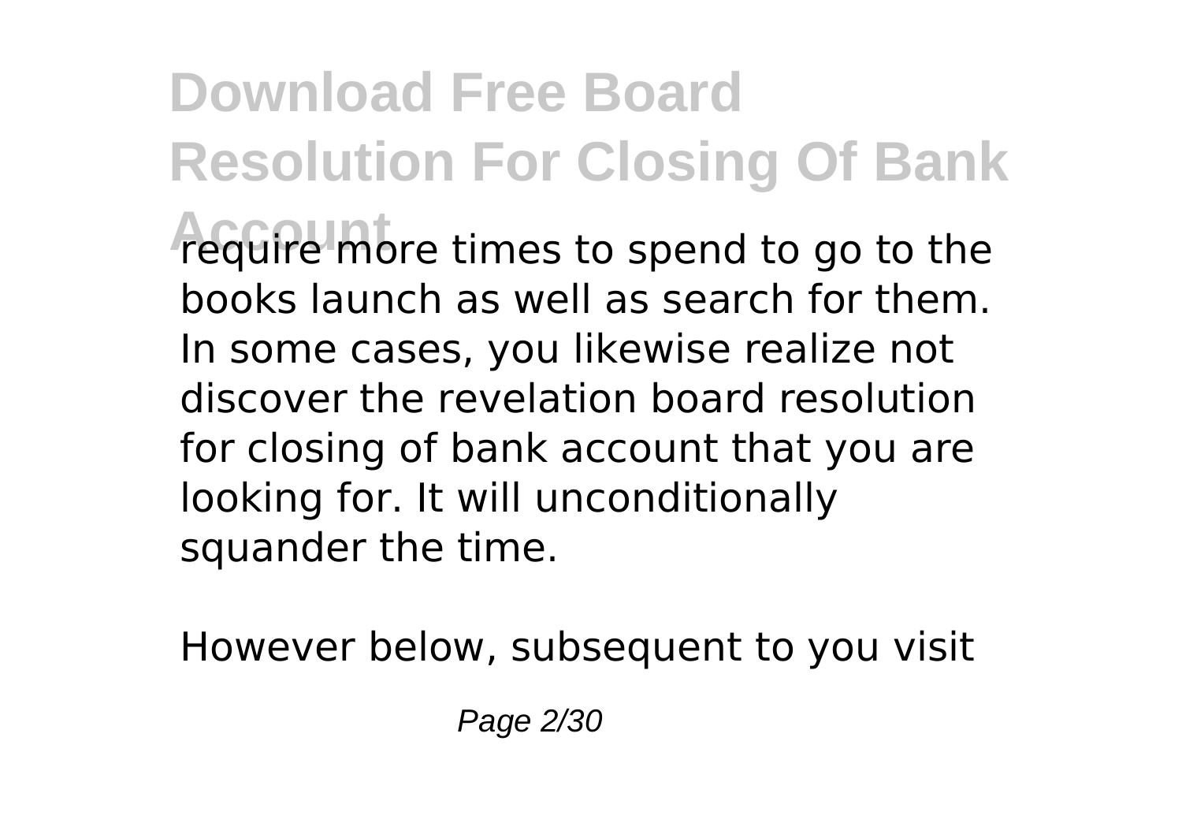require more times to spend to go to the books launch as well as search for them. In some cases, you likewise realize not discover the revelation board resolution for closing of bank account that you are looking for. It will unconditionally squander the time.

However below, subsequent to you visit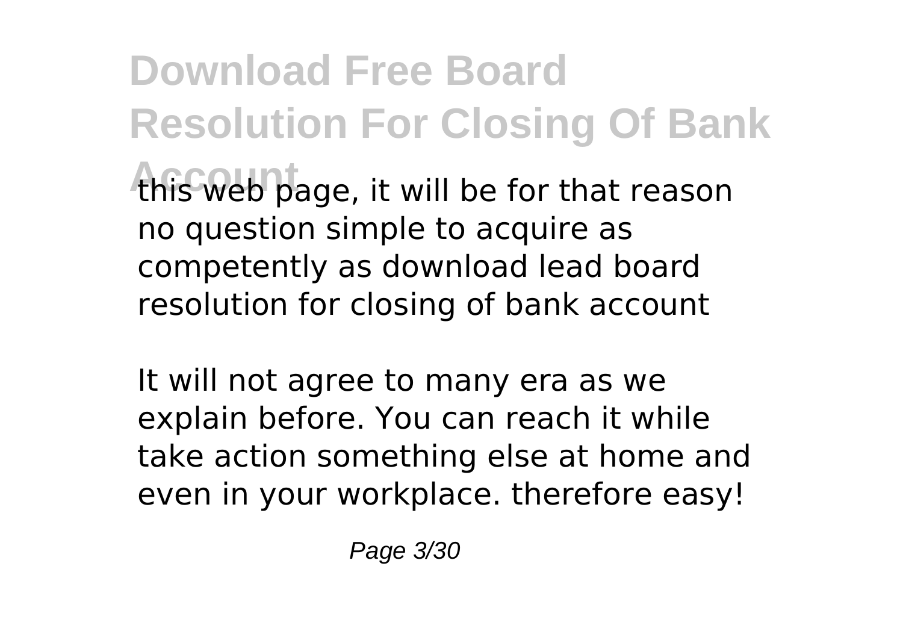this web page, it will be for that reason no question simple to acquire as competently as download lead board resolution for closing of bank account

It will not agree to many era as we explain before. You can reach it while take action something else at home and even in your workplace. therefore easy!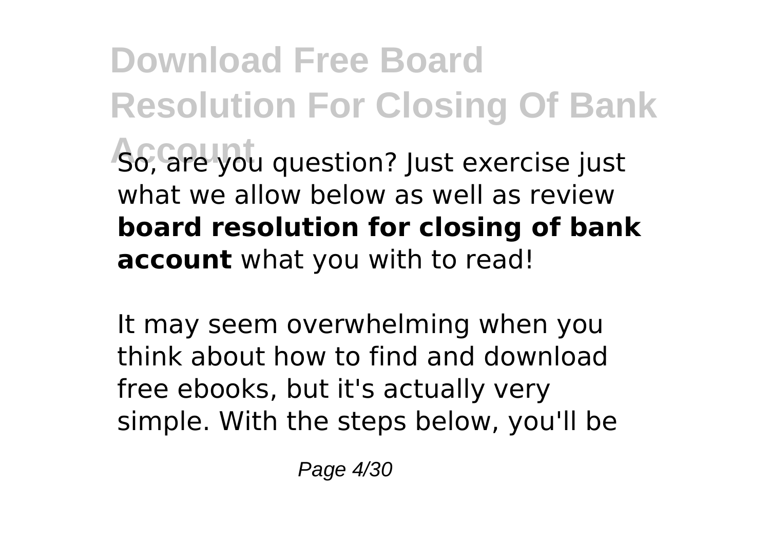So, are you question? Just exercise just what we allow below as well as review **board resolution for closing of bank account** what you with to read!

It may seem overwhelming when you think about how to find and download free ebooks, but it's actually very simple. With the steps below, you'll be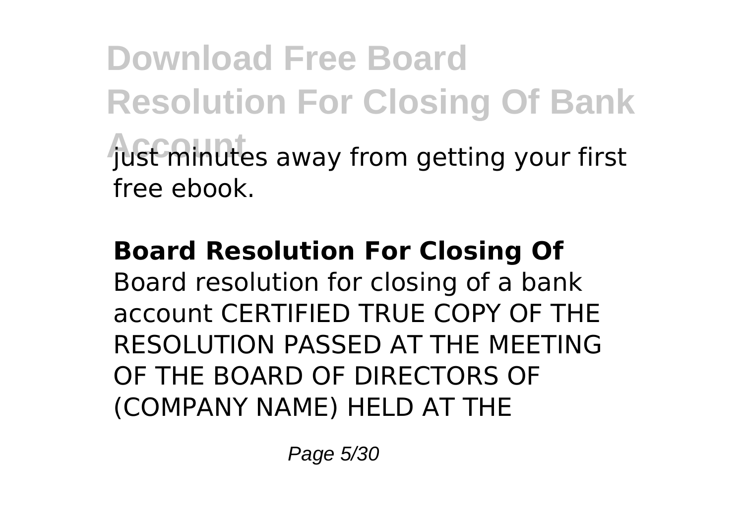just minutes away from getting your first free ebook.

**Board Resolution For Closing Of**

Board resolution for closing of a bank account CERTIFIED TRUE COPY OF THE RESOLUTION PASSED AT THE MEETING OF THE BOARD OF DIRECTORS OF (COMPANY NAME) HELD AT THE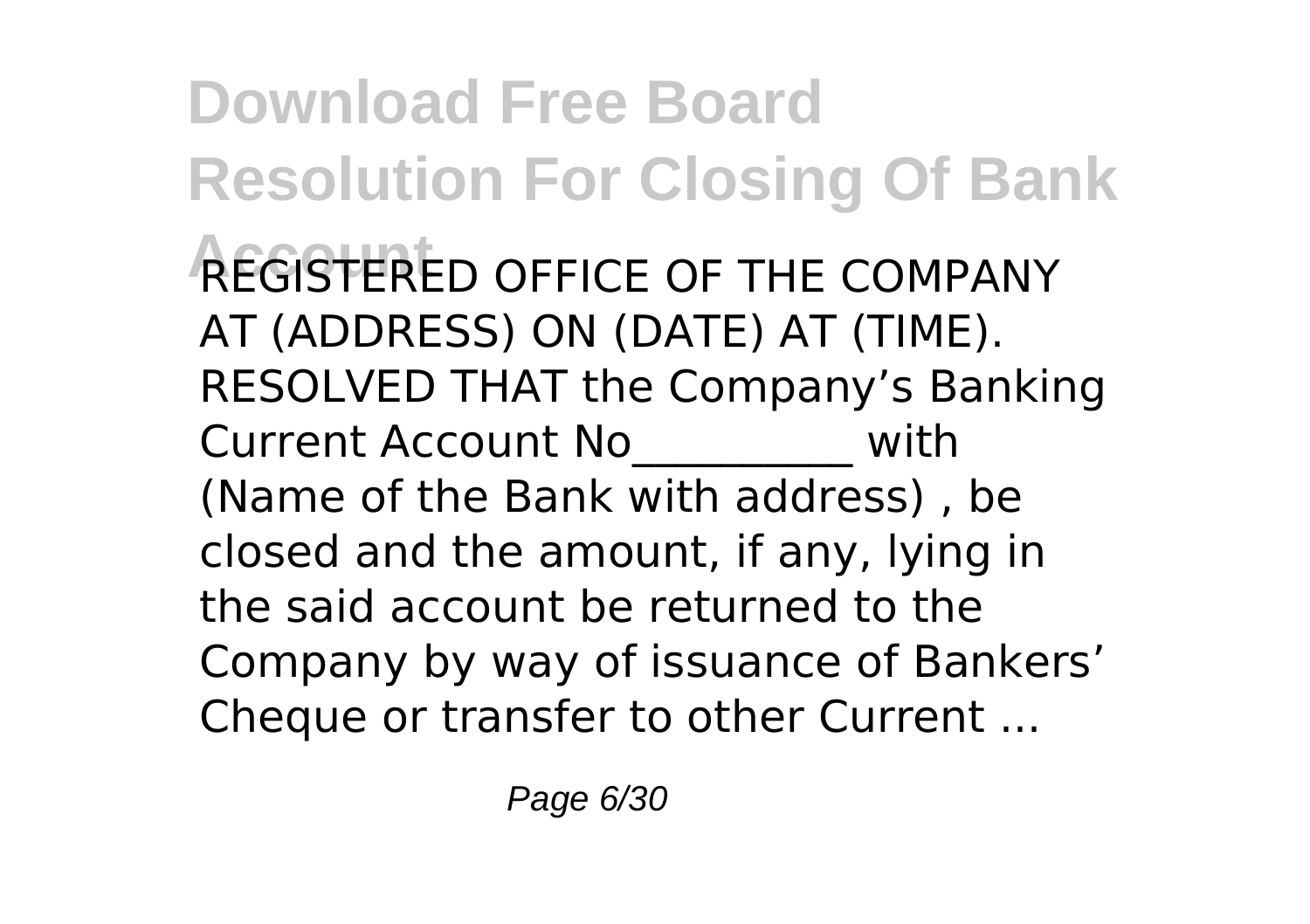REGISTERED OFFICE OF THE COMPANY AT (ADDRESS) ON (DATE) AT (TIME). RESOLVED THAT the Company's Banking Current Account No__________ with (Name of the Bank with address) , be closed and the amount, if any, lying in the said account be returned to the Company by way of issuance of Bankers' Cheque or transfer to other Current ...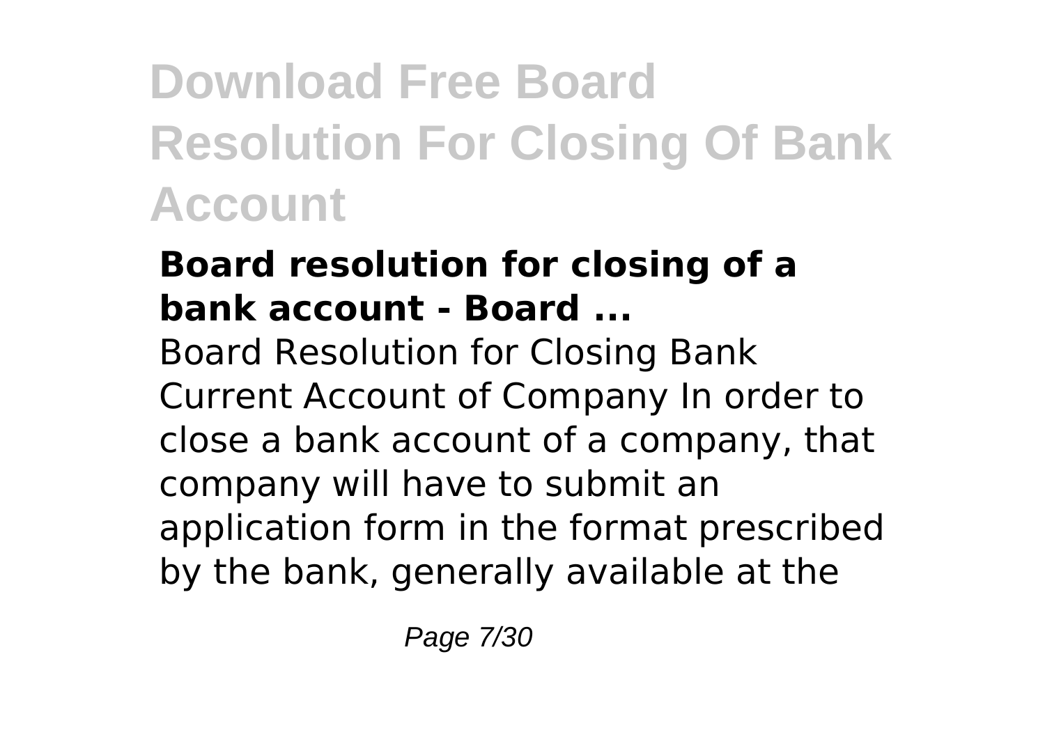### Board resolution for closing of a bank account - Board ...

Board Resolution for Closing Bank Current Account of Company In order to close a bank account of a company, that company will have to submit an application form in the format prescribed by the bank, generally available at the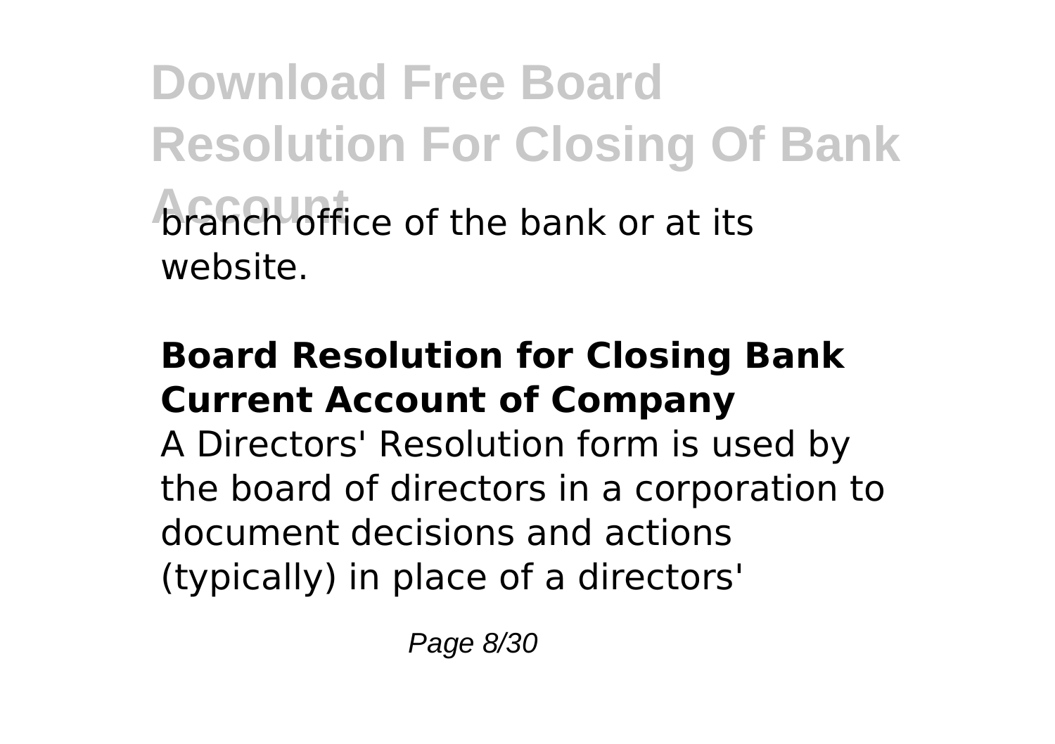branch office of the bank or at its website.

**Board Resolution for Closing Bank Current Account of Company**

A Directors' Resolution form is used by the board of directors in a corporation to document decisions and actions (typically) in place of a directors'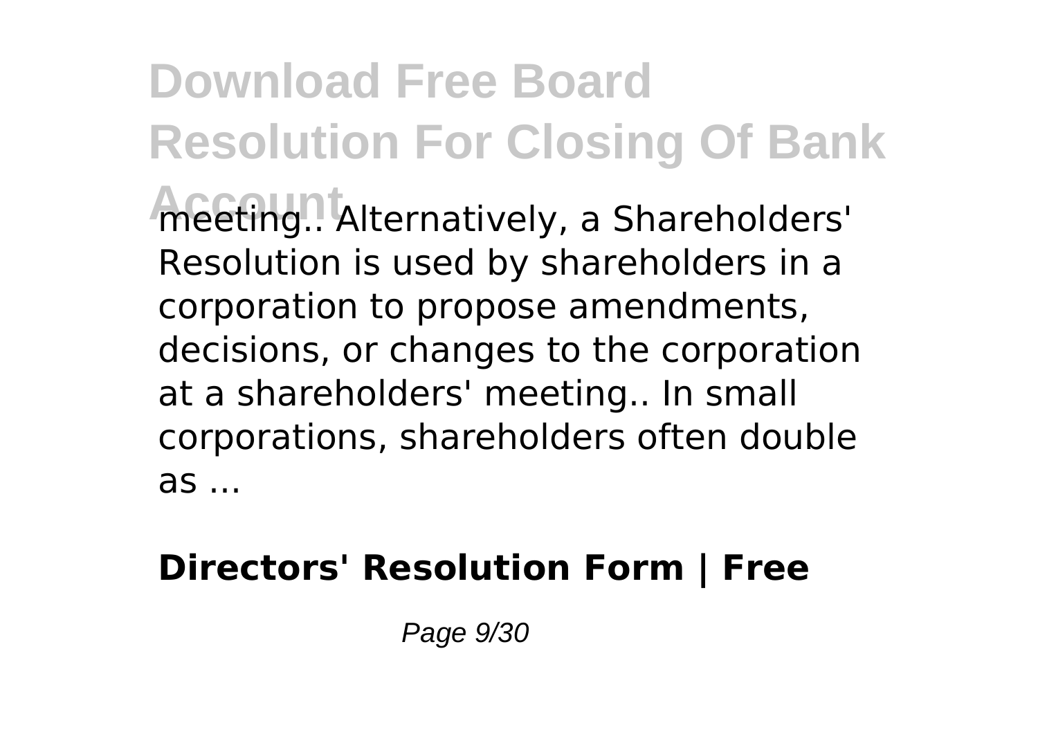meeting.. Alternatively, a Shareholders' Resolution is used by shareholders in a corporation to propose amendments, decisions, or changes to the corporation at a shareholders' meeting.. In small corporations, shareholders often double as ...

**Directors' Resolution Form | Free**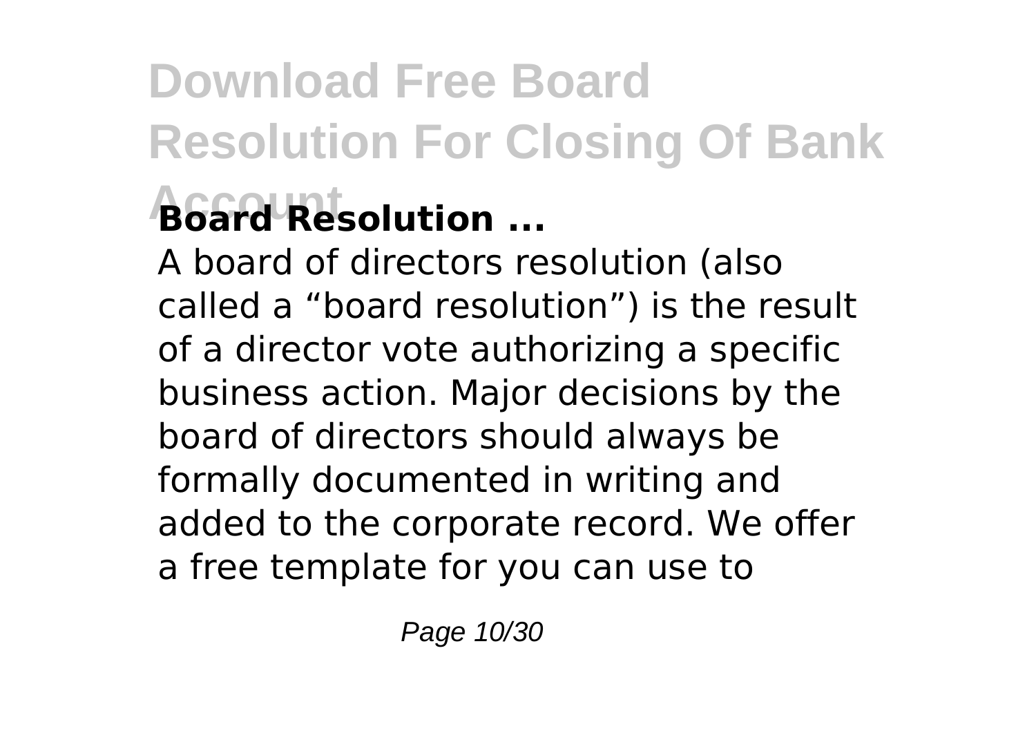# Download Free Board Resolution For Closing Of Bank Account

**Board Resolution ...**

A board of directors resolution (also called a “board resolution”) is the result of a director vote authorizing a specific business action. Major decisions by the board of directors should always be formally documented in writing and added to the corporate record. We offer a free template for you can use to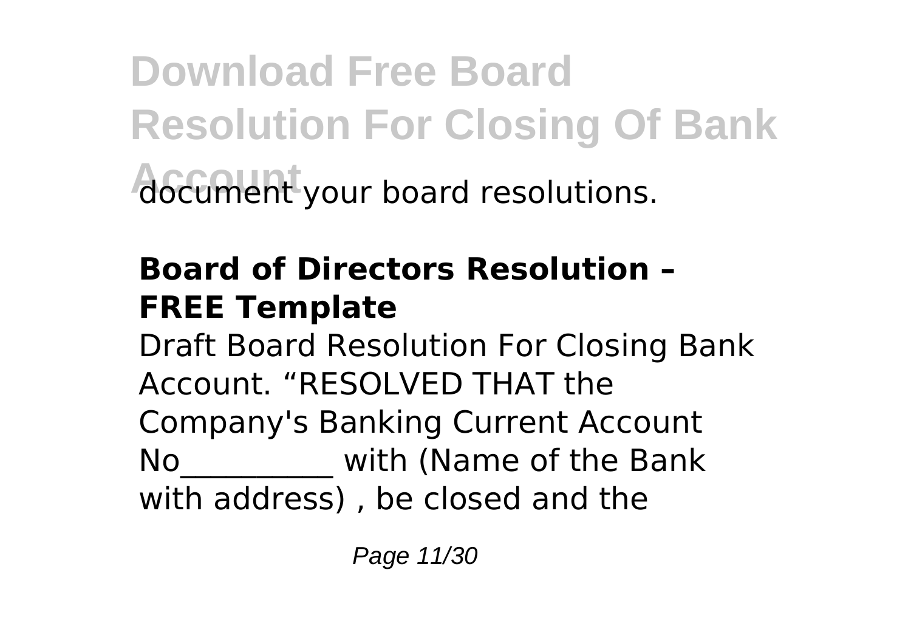document your board resolutions.

**Board of Directors Resolution – FREE Template**

Draft Board Resolution For Closing Bank Account. “RESOLVED THAT the Company's Banking Current Account No__________ with (Name of the Bank with address) , be closed and the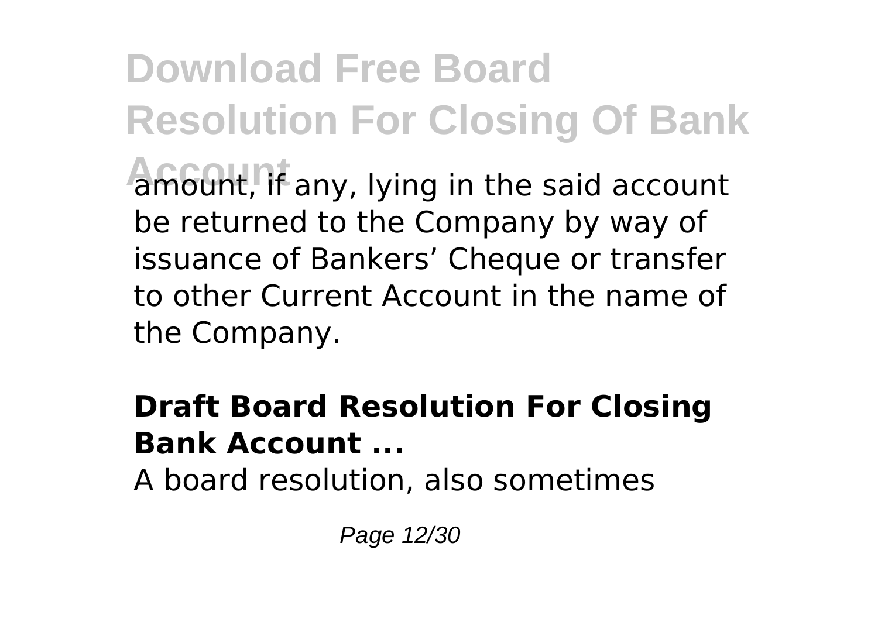amount, if any, lying in the said account be returned to the Company by way of issuance of Bankers' Cheque or transfer to other Current Account in the name of the Company.

### **Draft Board Resolution For Closing Bank Account ...**

A board resolution, also sometimes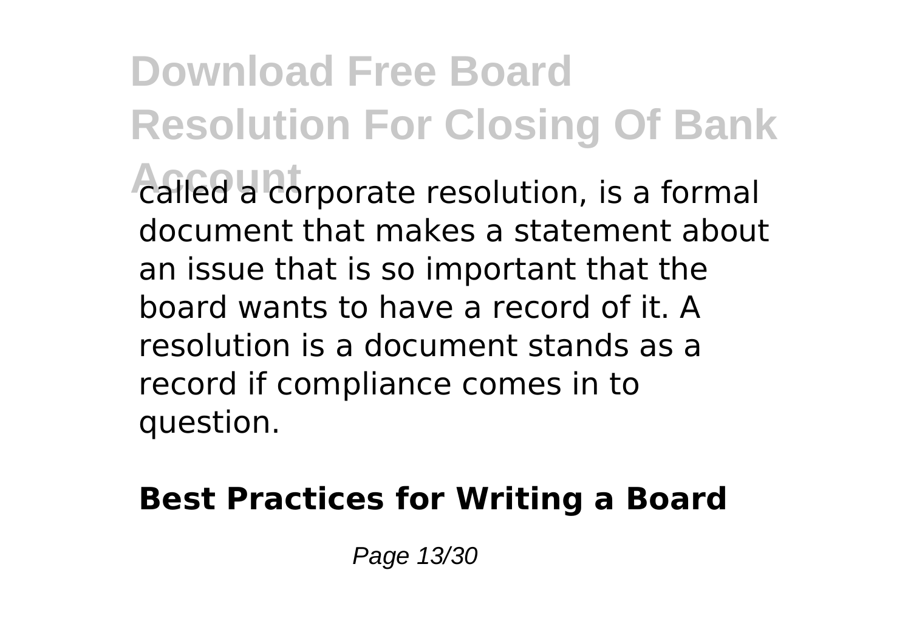called a corporate resolution, is a formal document that makes a statement about an issue that is so important that the board wants to have a record of it. A resolution is a document stands as a record if compliance comes in to question.

**Best Practices for Writing a Board**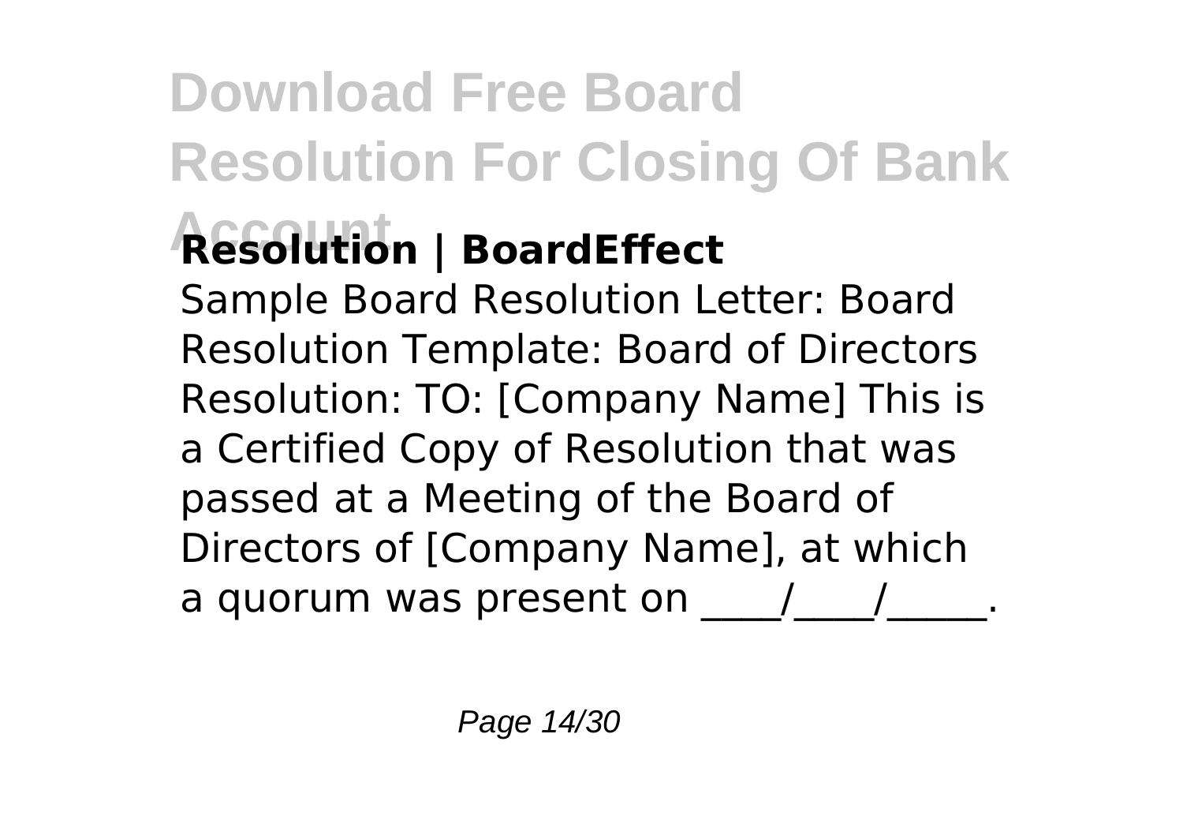### Resolution | BoardEffect

Sample Board Resolution Letter: Board Resolution Template: Board of Directors Resolution: TO: [Company Name] This is a Certified Copy of Resolution that was passed at a Meeting of the Board of Directors of [Company Name], at which a quorum was present on ____/____/_____.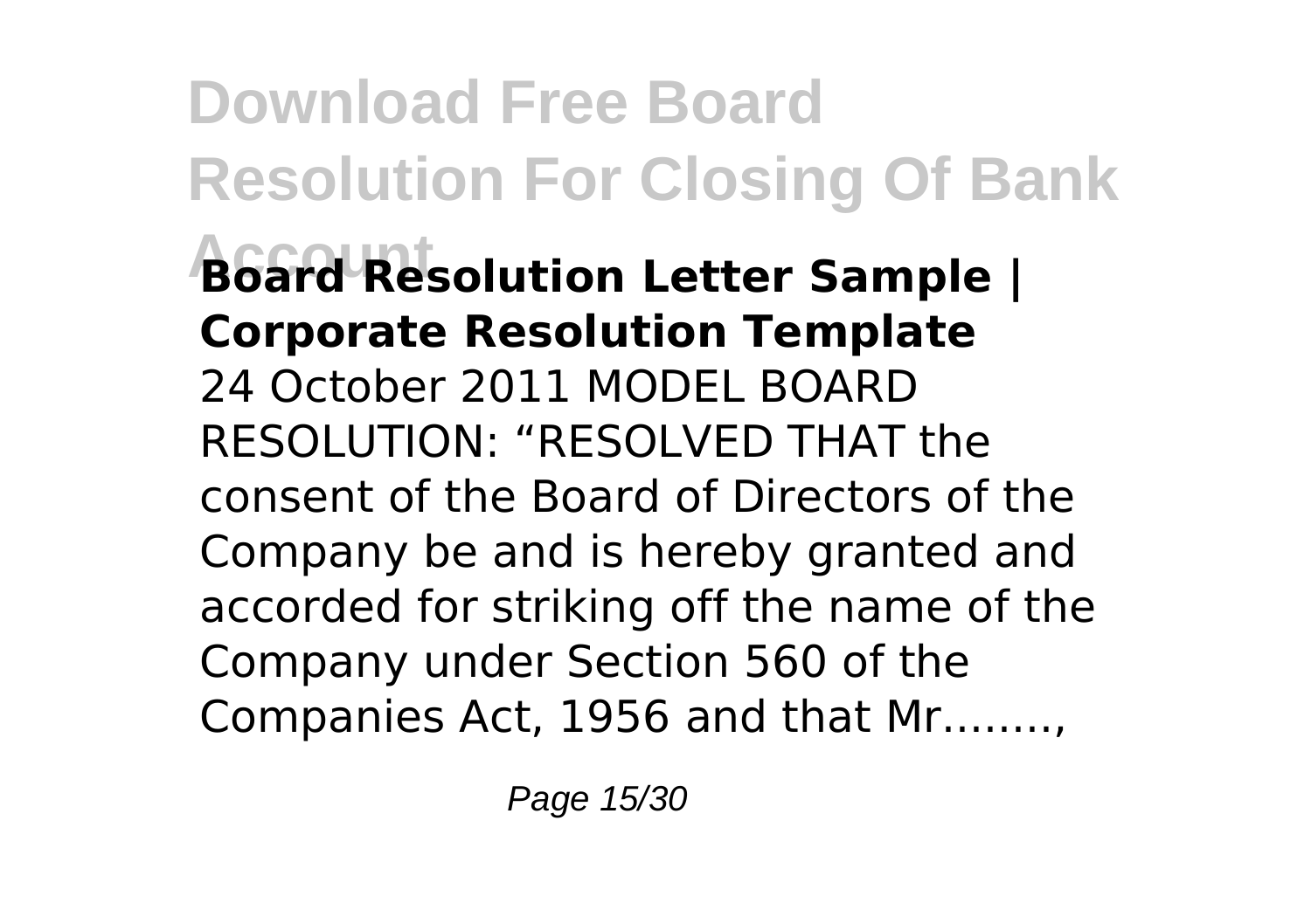**Board Resolution Letter Sample | Corporate Resolution Template**

24 October 2011 MODEL BOARD RESOLUTION: “RESOLVED THAT the consent of the Board of Directors of the Company be and is hereby granted and accorded for striking off the name of the Company under Section 560 of the Companies Act, 1956 and that Mr……..,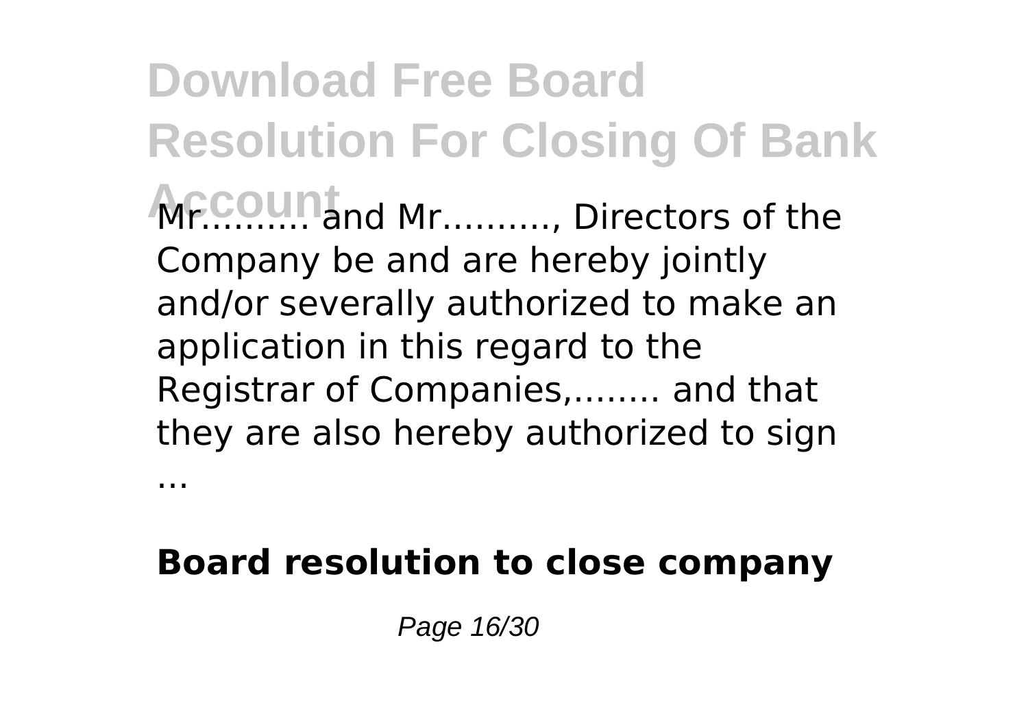Mr.......... and Mr.........., Directors of the Company be and are hereby jointly and/or severally authorized to make an application in this regard to the Registrar of Companies,........ and that they are also hereby authorized to sign ...

**Board resolution to close company**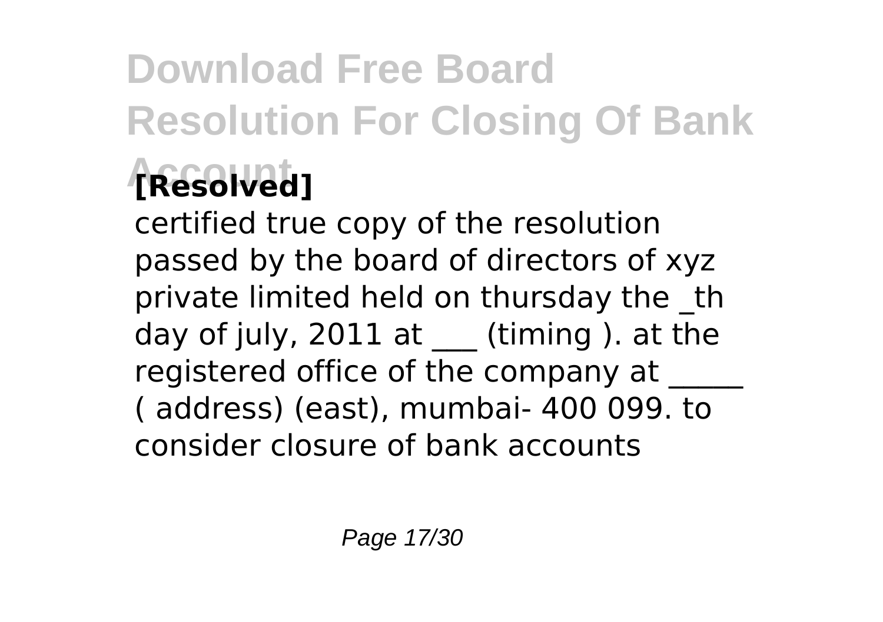## [Resolved]

certified true copy of the resolution passed by the board of directors of xyz private limited held on thursday the _th day of july, 2011 at ___ (timing ). at the registered office of the company at _____ ( address) (east), mumbai- 400 099. to consider closure of bank accounts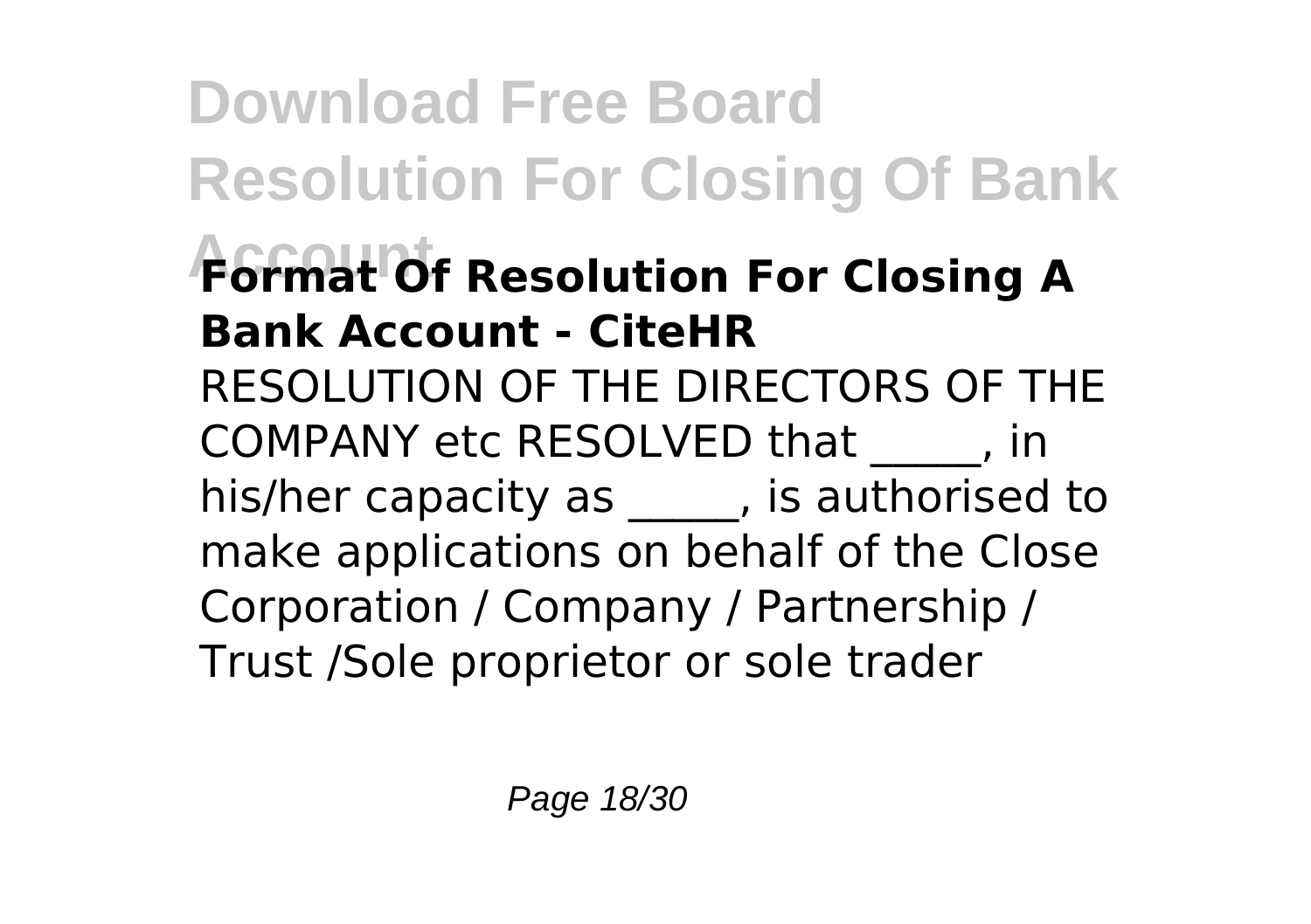**Format Of Resolution For Closing A Bank Account - CiteHR**

RESOLUTION OF THE DIRECTORS OF THE COMPANY etc RESOLVED that _____, in his/her capacity as _____, is authorised to make applications on behalf of the Close Corporation / Company / Partnership / Trust /Sole proprietor or sole trader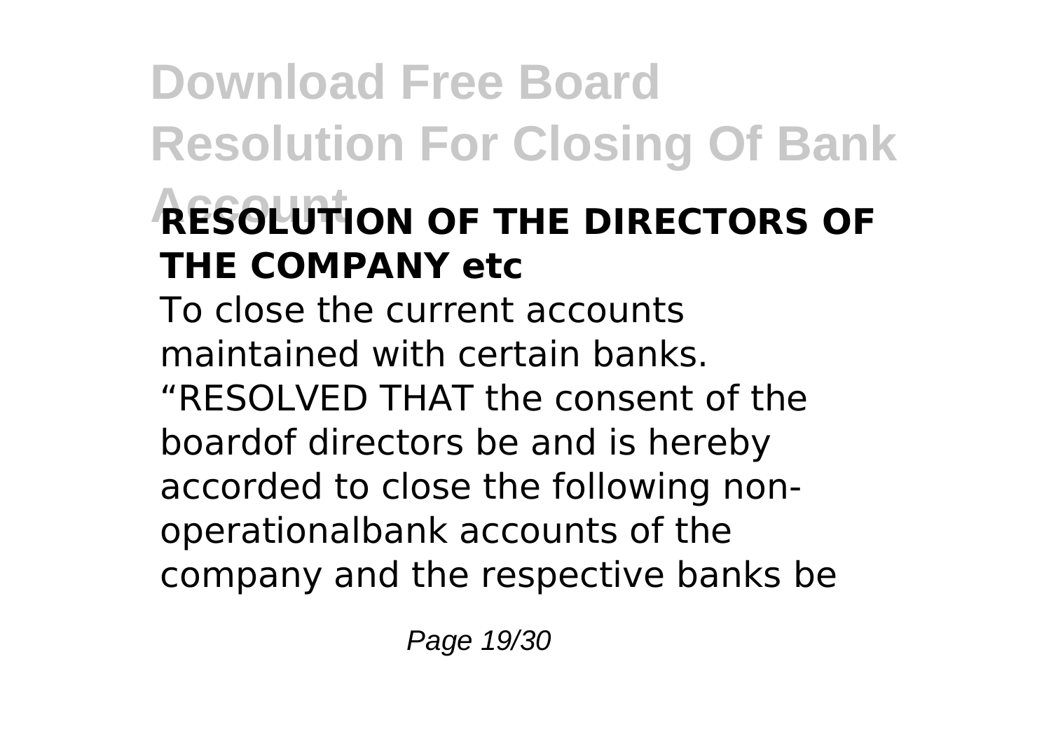**RESOLUTION OF THE DIRECTORS OF THE COMPANY etc**

To close the current accounts maintained with certain banks. "RESOLVED THAT the consent of the boardof directors be and is hereby accorded to close the following non-operationalbank accounts of the company and the respective banks be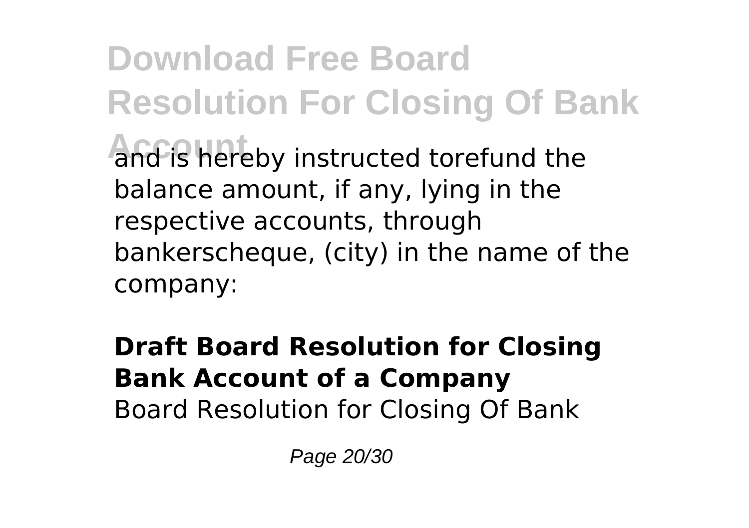and is hereby instructed torefund the balance amount, if any, lying in the respective accounts, through bankerscheque, (city) in the name of the company:

**Draft Board Resolution for Closing Bank Account of a Company**
Board Resolution for Closing Of Bank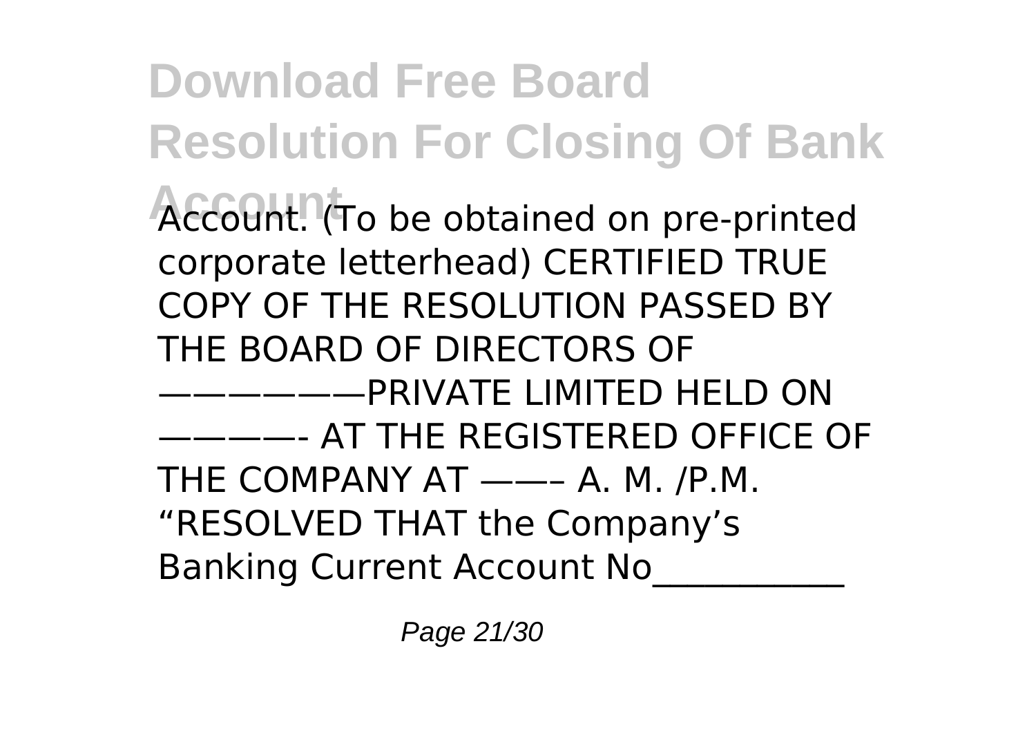Account. (To be obtained on pre-printed corporate letterhead) CERTIFIED TRUE COPY OF THE RESOLUTION PASSED BY THE BOARD OF DIRECTORS OF ———————PRIVATE LIMITED HELD ON ————- AT THE REGISTERED OFFICE OF THE COMPANY AT ——– A. M. /P.M. "RESOLVED THAT the Company's Banking Current Account No___________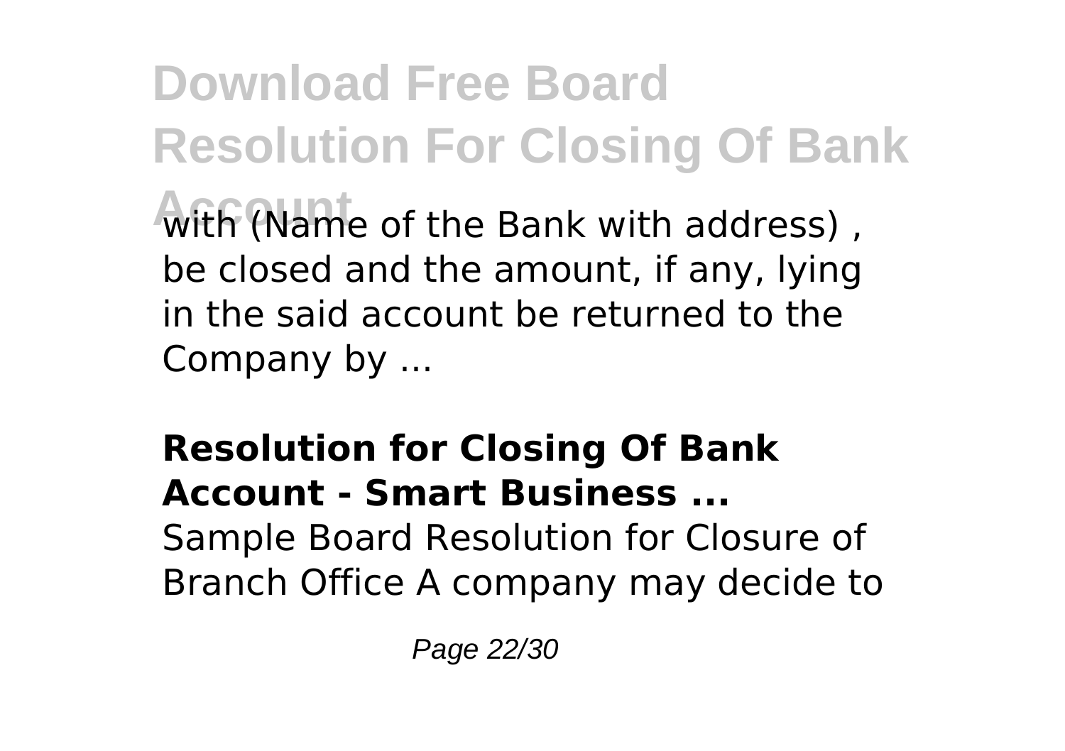with (Name of the Bank with address) , be closed and the amount, if any, lying in the said account be returned to the Company by ...

**Resolution for Closing Of Bank Account - Smart Business ...**

Sample Board Resolution for Closure of Branch Office A company may decide to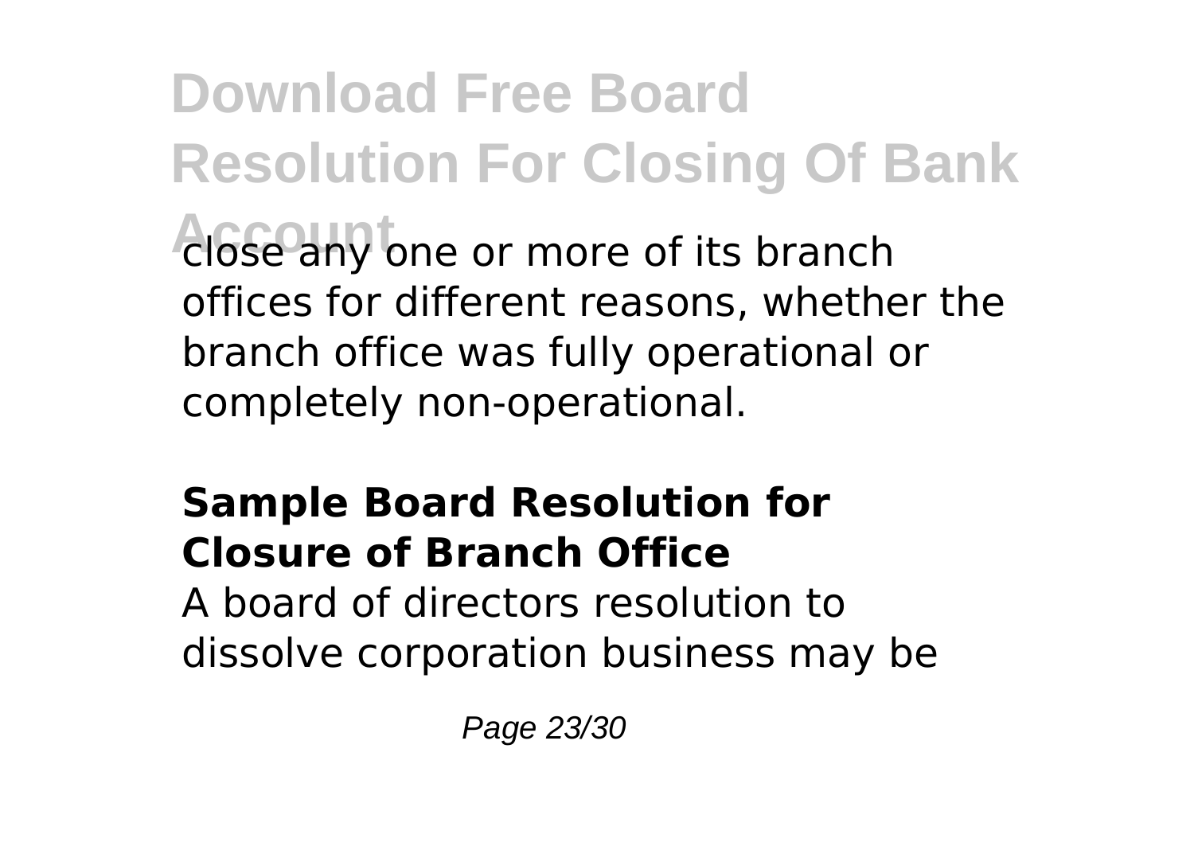close any one or more of its branch offices for different reasons, whether the branch office was fully operational or completely non-operational.

## Sample Board Resolution for Closure of Branch Office

A board of directors resolution to dissolve corporation business may be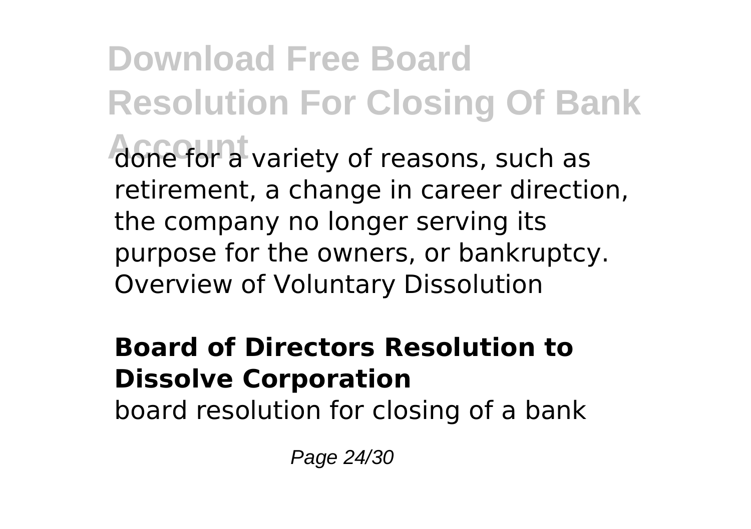done for a variety of reasons, such as retirement, a change in career direction, the company no longer serving its purpose for the owners, or bankruptcy. Overview of Voluntary Dissolution

## Board of Directors Resolution to Dissolve Corporation

board resolution for closing of a bank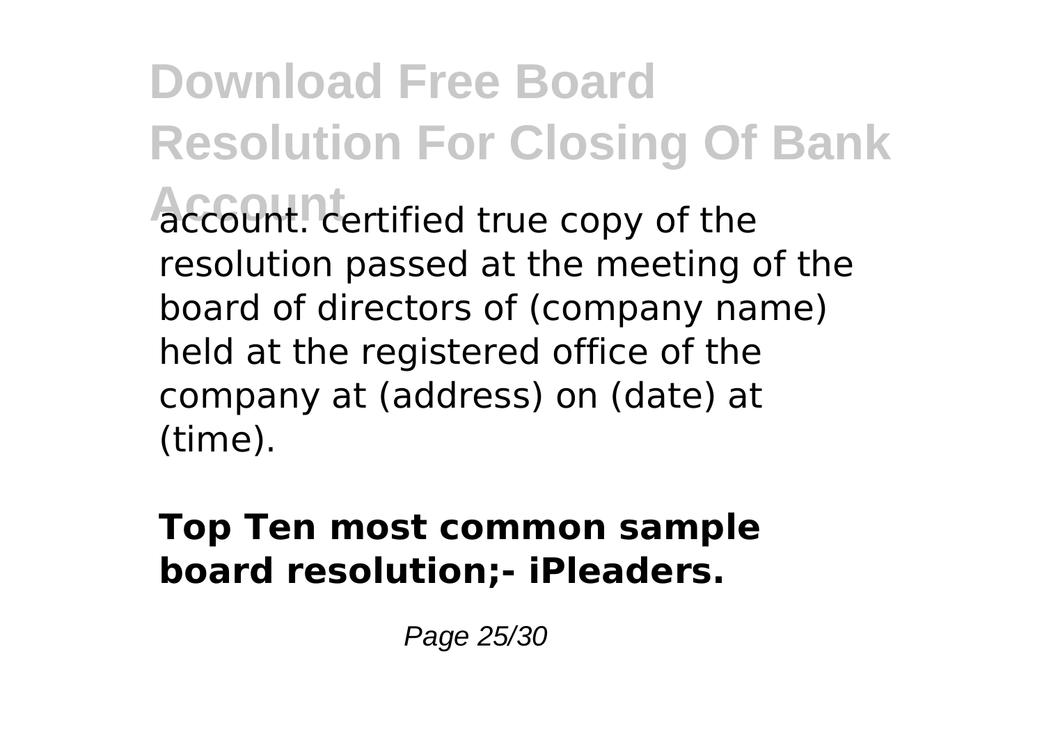account. certified true copy of the resolution passed at the meeting of the board of directors of (company name) held at the registered office of the company at (address) on (date) at (time).

**Top Ten most common sample board resolution;- iPleaders.**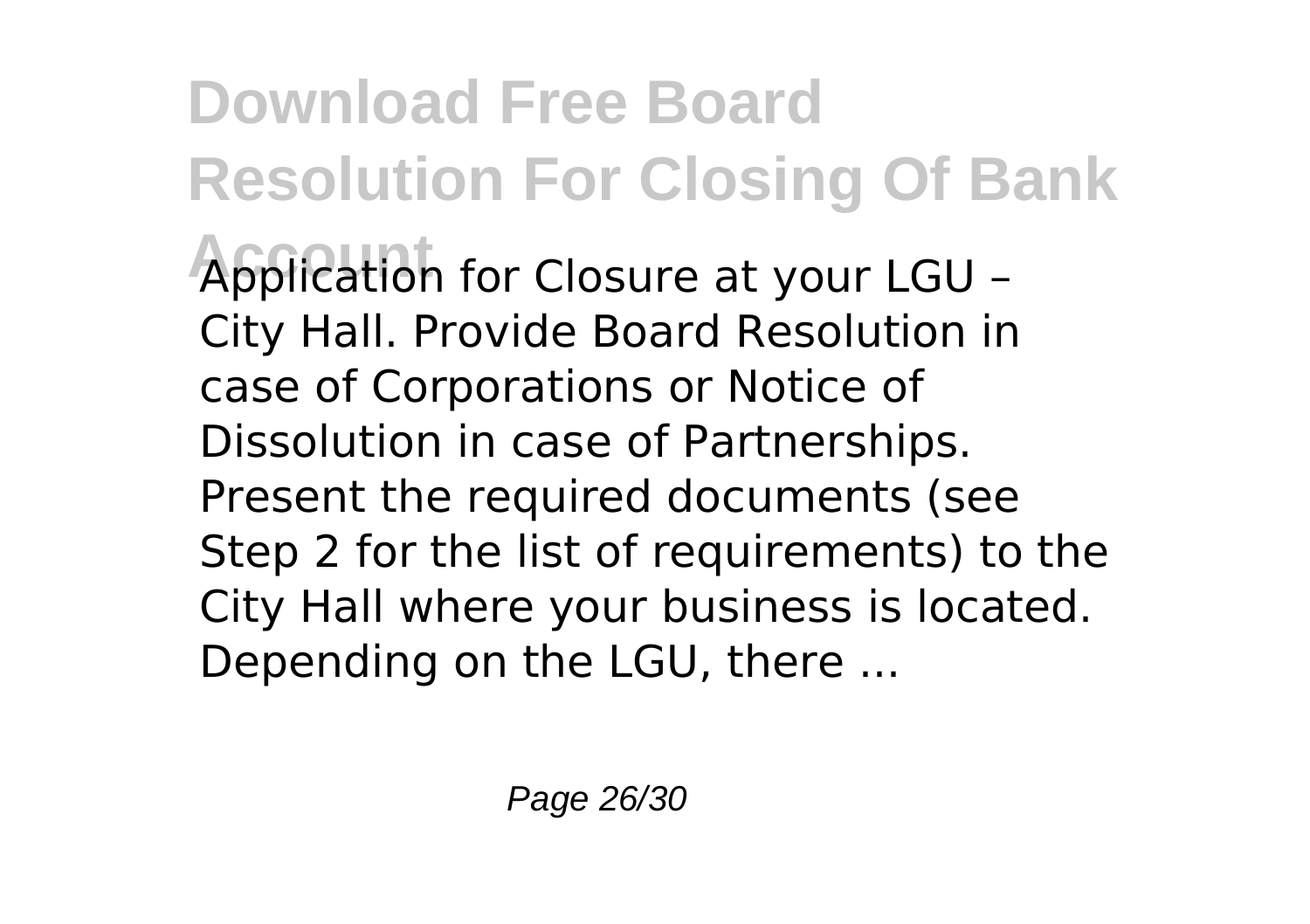Application for Closure at your LGU – City Hall. Provide Board Resolution in case of Corporations or Notice of Dissolution in case of Partnerships. Present the required documents (see Step 2 for the list of requirements) to the City Hall where your business is located. Depending on the LGU, there ...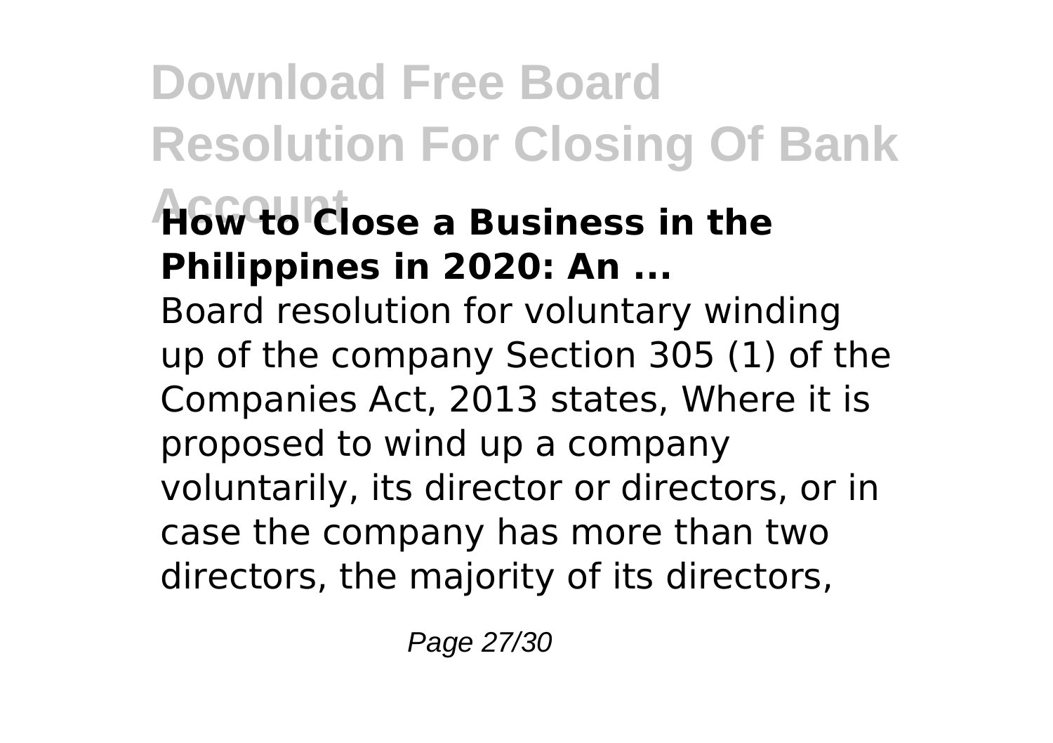### How to Close a Business in the Philippines in 2020: An ...

Board resolution for voluntary winding up of the company Section 305 (1) of the Companies Act, 2013 states, Where it is proposed to wind up a company voluntarily, its director or directors, or in case the company has more than two directors, the majority of its directors,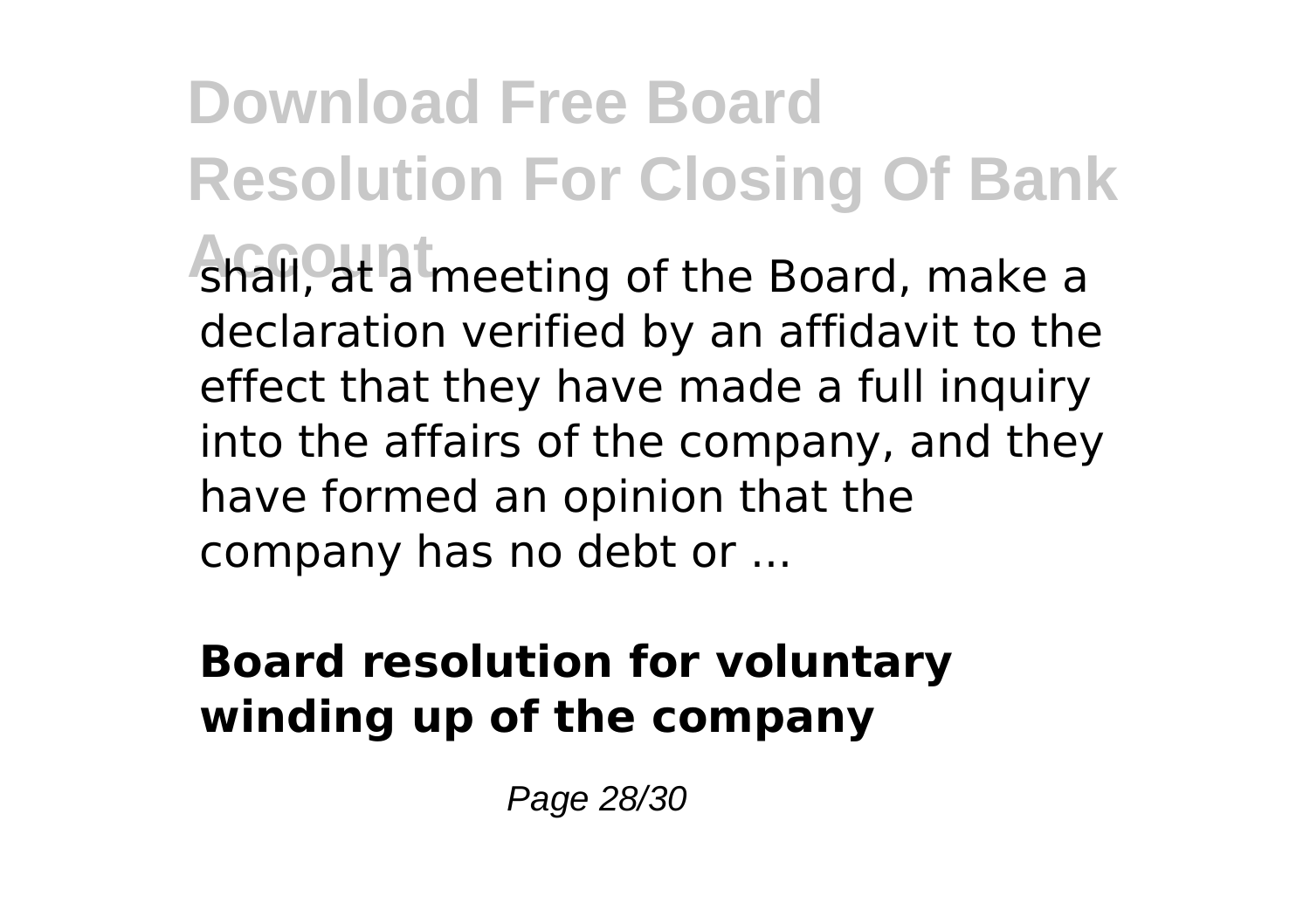shall, at a meeting of the Board, make a declaration verified by an affidavit to the effect that they have made a full inquiry into the affairs of the company, and they have formed an opinion that the company has no debt or ...

**Board resolution for voluntary winding up of the company**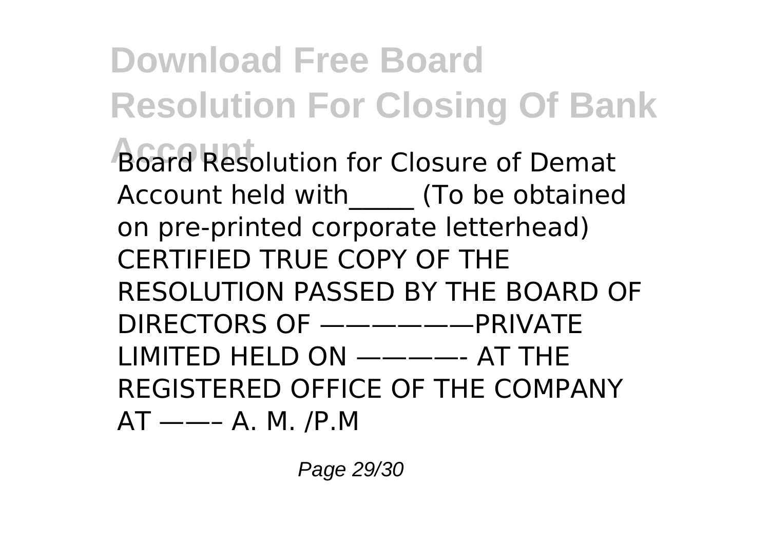Board Resolution for Closure of Demat Account held with_____ (To be obtained on pre-printed corporate letterhead) CERTIFIED TRUE COPY OF THE RESOLUTION PASSED BY THE BOARD OF DIRECTORS OF ———————PRIVATE LIMITED HELD ON ————- AT THE REGISTERED OFFICE OF THE COMPANY AT ——– A. M. /P.M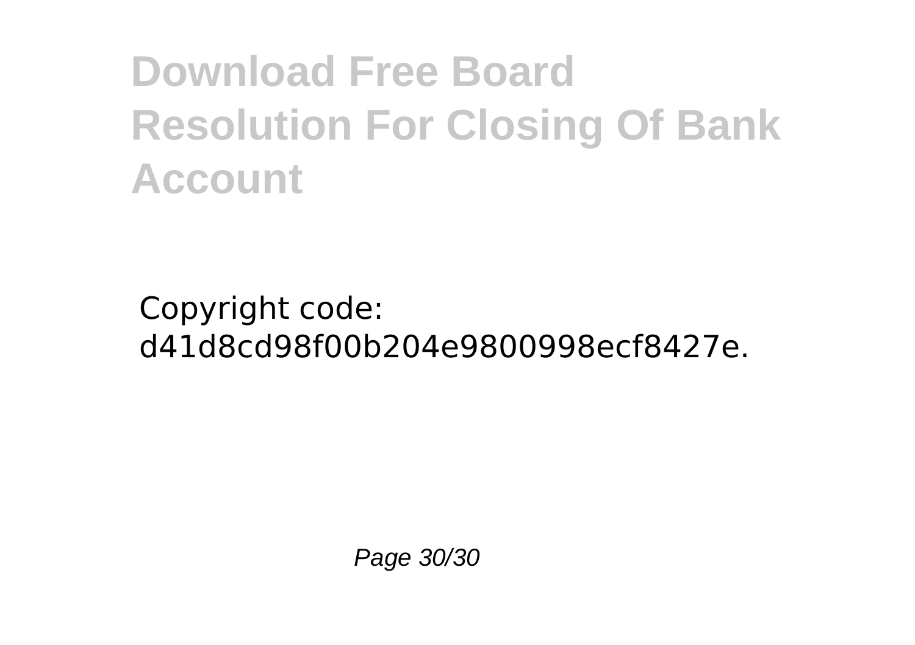Copyright code: d41d8cd98f00b204e9800998ecf8427e.